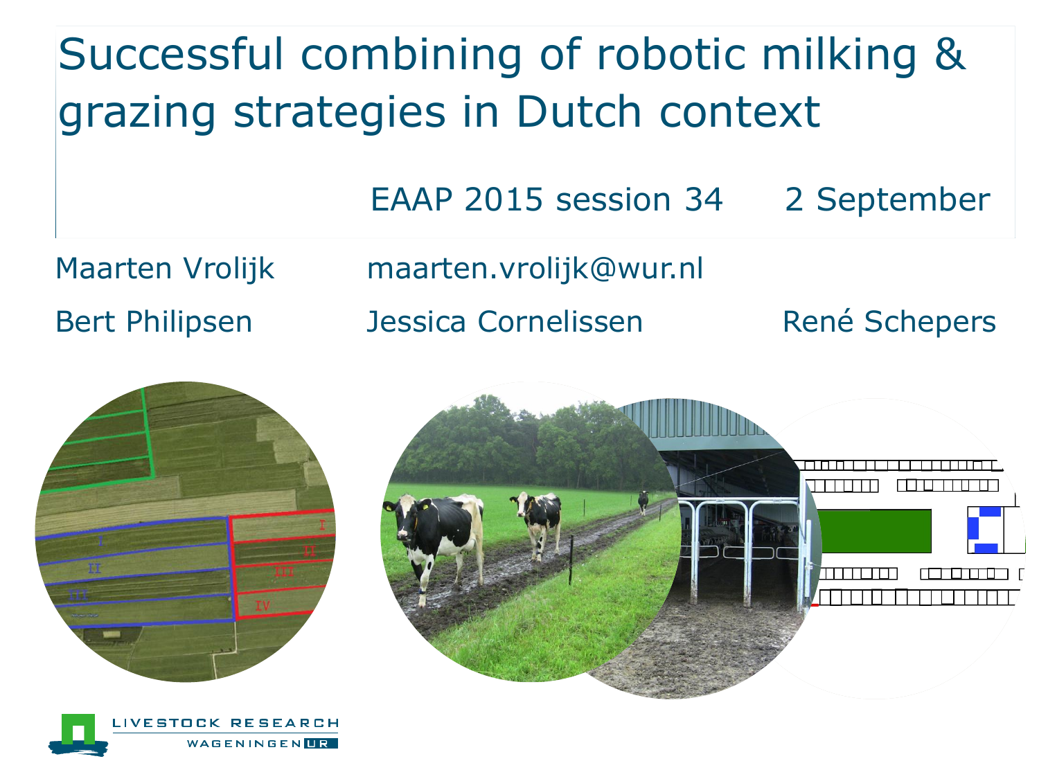# Successful combining of robotic milking & grazing strategies in Dutch context

EAAP 2015 session 34 2 September

Maarten Vrolijk maarten.vrolijk@wur.nl

Bert Philipsen Jessica Cornelissen René Schepers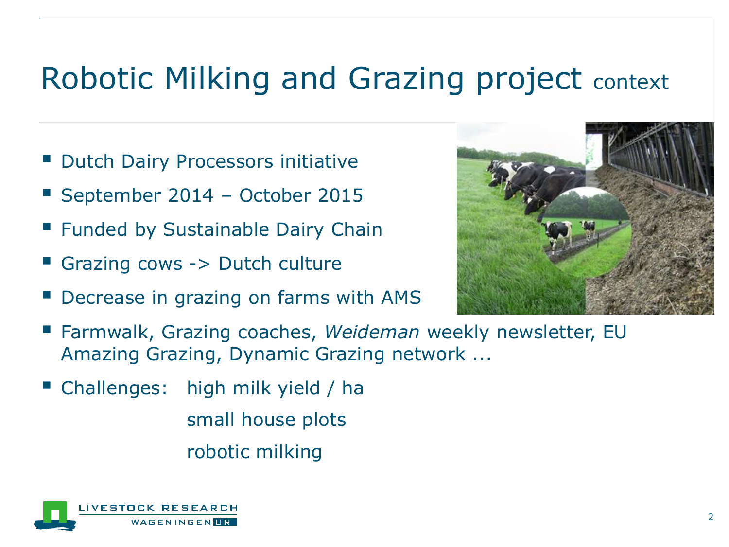# Robotic Milking and Grazing project context

- Dutch Dairy Processors initiative
- September 2014 – October 2015
- Funded by Sustainable Dairy Chain
- Grazing cows -> Dutch culture
- Decrease in grazing on farms with AMS
- Farmwalk, Grazing coaches, *Weideman* weekly newsletter, EU Amazing Grazing, Dynamic Grazing network ...
- Challenges: high milk yield / ha
  small house plots
  robotic milking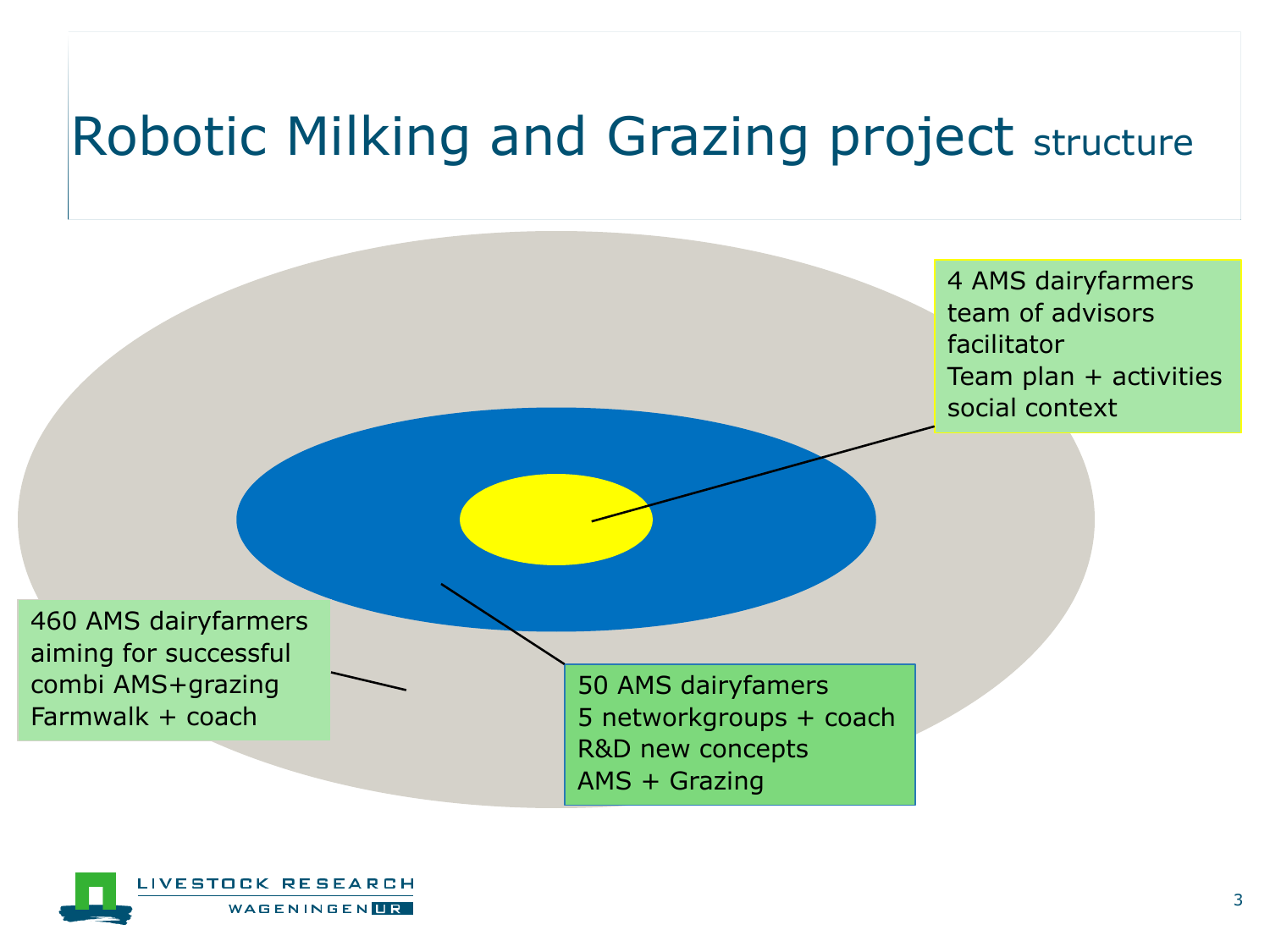# Robotic Milking and Grazing project structure

4 AMS dairyfarmers
team of advisors
facilitator
Team plan + activities
social context

460 AMS dairyfarmers
aiming for successful
combi AMS+grazing
Farmwalk + coach

50 AMS dairyfamers
5 networkgroups + coach
R&D new concepts
AMS + Grazing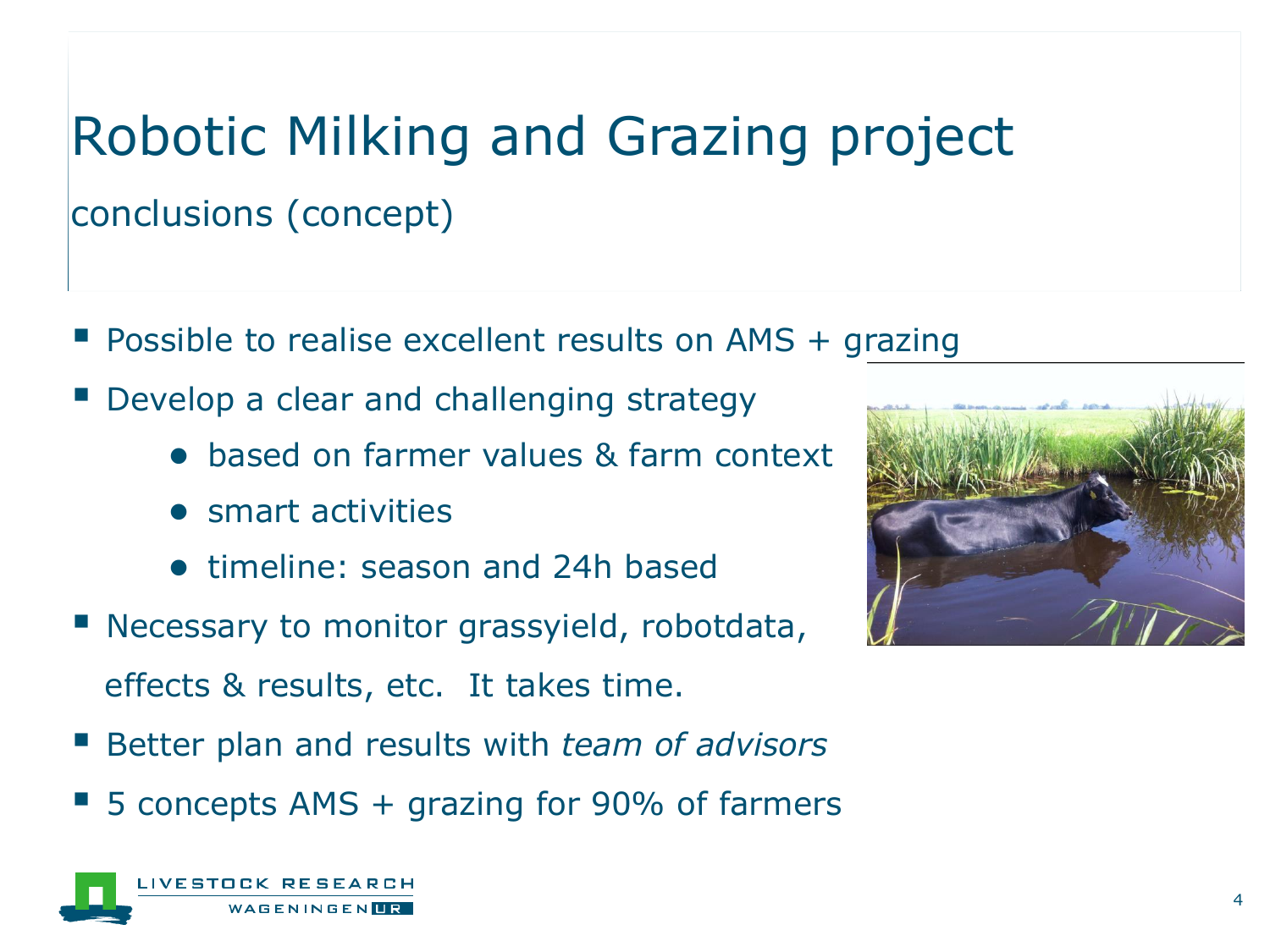# Robotic Milking and Grazing project

## conclusions (concept)

- Possible to realise excellent results on AMS + grazing
- Develop a clear and challenging strategy
  - based on farmer values & farm context
  - smart activities
  - timeline: season and 24h based
- Necessary to monitor grassyield, robotdata, effects & results, etc. It takes time.
- Better plan and results with *team of advisors*
- 5 concepts AMS + grazing for 90% of farmers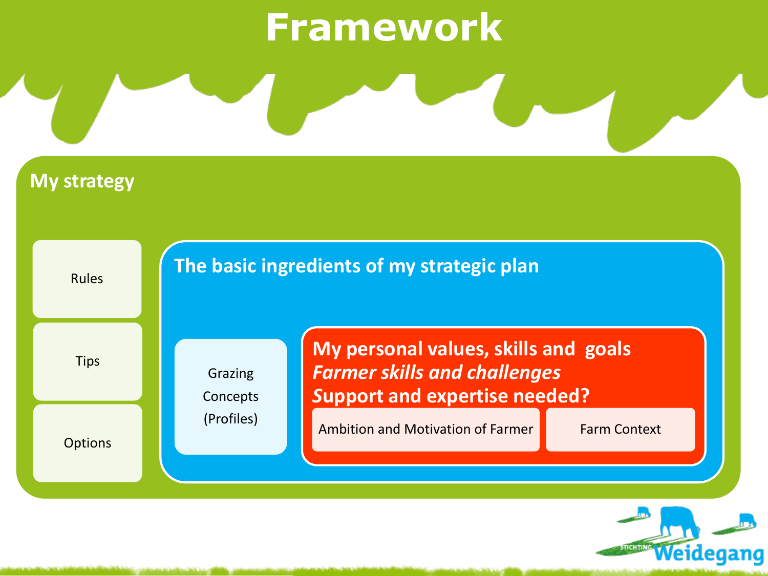# Framework

## My strategy

- Rules
- Tips
- Options

### The basic ingredients of my strategic plan

Grazing Concepts (Profiles)

**My personal values, skills and goals**
***Farmer skills and challenges***
**Support and expertise needed?**

- Ambition and Motivation of Farmer
- Farm Context

Stichting Weidegang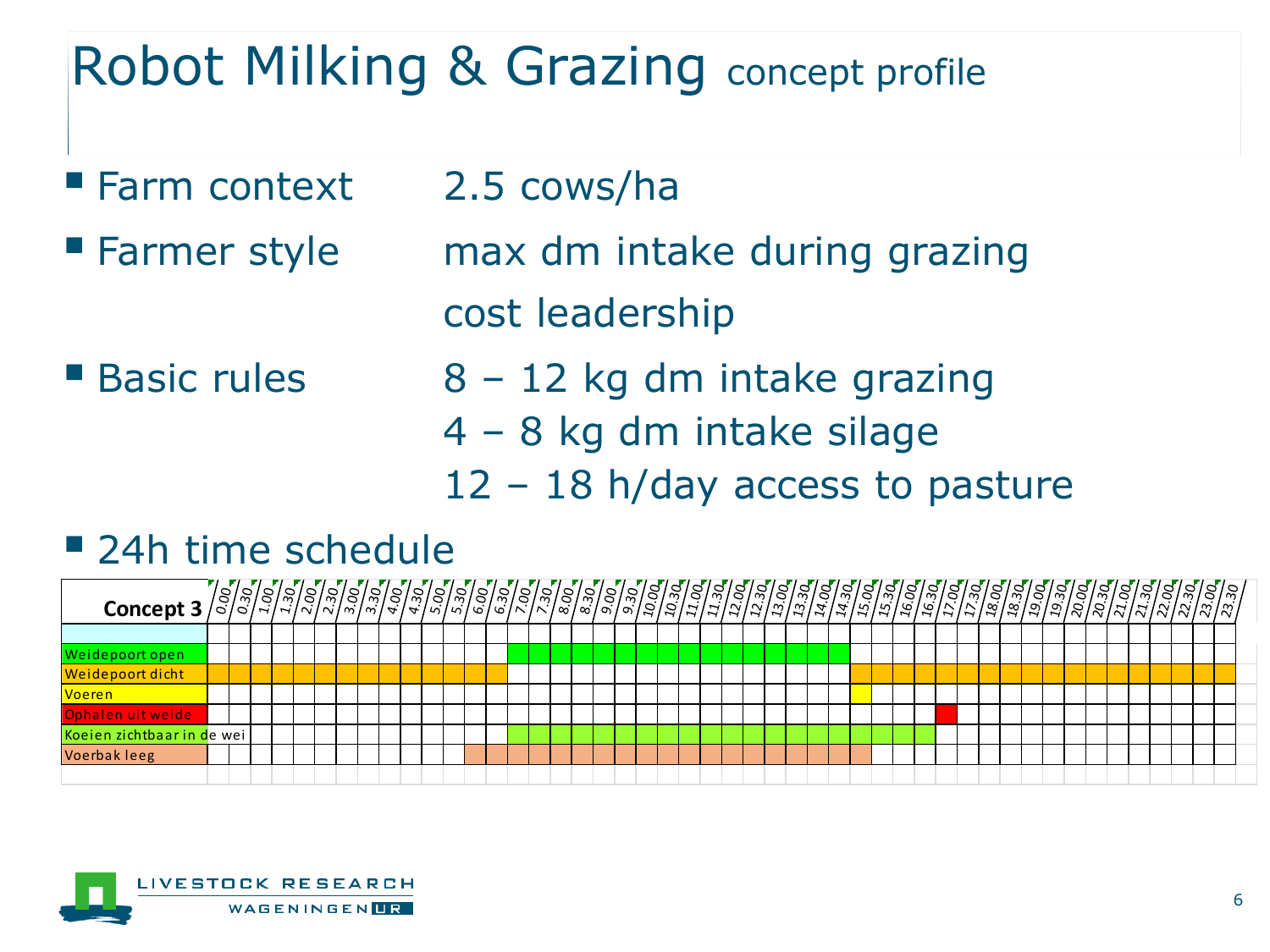# Robot Milking & Grazing concept profile

- **Farm context** 2.5 cows/ha
- **Farmer style** max dm intake during grazing
  cost leadership
- **Basic rules** 8 – 12 kg dm intake grazing
  4 – 8 kg dm intake silage
  12 – 18 h/day access to pasture
- **24h time schedule**

| Concept 3 | 0.00 | 0.30 | 1.00 | 1.30 | 2.00 | 2.30 | 3.00 | 3.30 | 4.00 | 4.30 | 5.00 | 5.30 | 6.00 | 6.30 | 7.00 | 7.30 | 8.00 | 8.30 | 9.00 | 9.30 | 10.00 | 10.30 | 11.00 | 11.30 | 12.00 | 12.30 | 13.00 | 13.30 | 14.00 | 14.30 | 15.00 | 15.30 | 16.00 | 16.30 | 17.00 | 17.30 | 18.00 | 18.30 | 19.00 | 19.30 | 20.00 | 20.30 | 21.00 | 21.30 | 22.00 | 22.30 | 23.00 | 23.30 |
|---|---|---|---|---|---|---|---|---|---|---|---|---|---|---|---|---|---|---|---|---|---|---|---|---|---|---|---|---|---|---|---|---|---|---|---|---|---|---|---|---|---|---|---|---|---|---|---|---|
| Weidepoort open | | | | | | | | | | | | | | | x | x | x | x | x | x | x | x | x | x | x | x | x | x | x | x | | | | | | | | | | | | | | | | | | |
| Weidepoort dicht | x | x | x | x | x | x | x | x | x | x | x | x | x | x | | | | | | | | | | | | | | | | | x | x | x | x | x | x | x | x | x | x | x | x | x | x | x | x | x | x |
| Voeren | | | | | | | | | | | | | | | | | | | | | | | | | | | | | | | x | | | | | | | | | | | | | | | | | |
| Ophalen uit weide | | | | | | | | | | | | | | | | | | | | | | | | | | | | | | | | | | | x | | | | | | | | | | | | | |
| Koeien zichtbaar in de wei | | | | | | | | | | | | | | | x | x | x | x | x | x | x | x | x | x | x | x | x | x | x | x | x | x | x | x | | | | | | | | | | | | | | |
| Voerbak leeg | | | | | | | | | | | | | x | x | x | x | x | x | x | x | x | x | x | x | x | x | x | x | x | x | x | | | | | | | | | | | | | | | | | |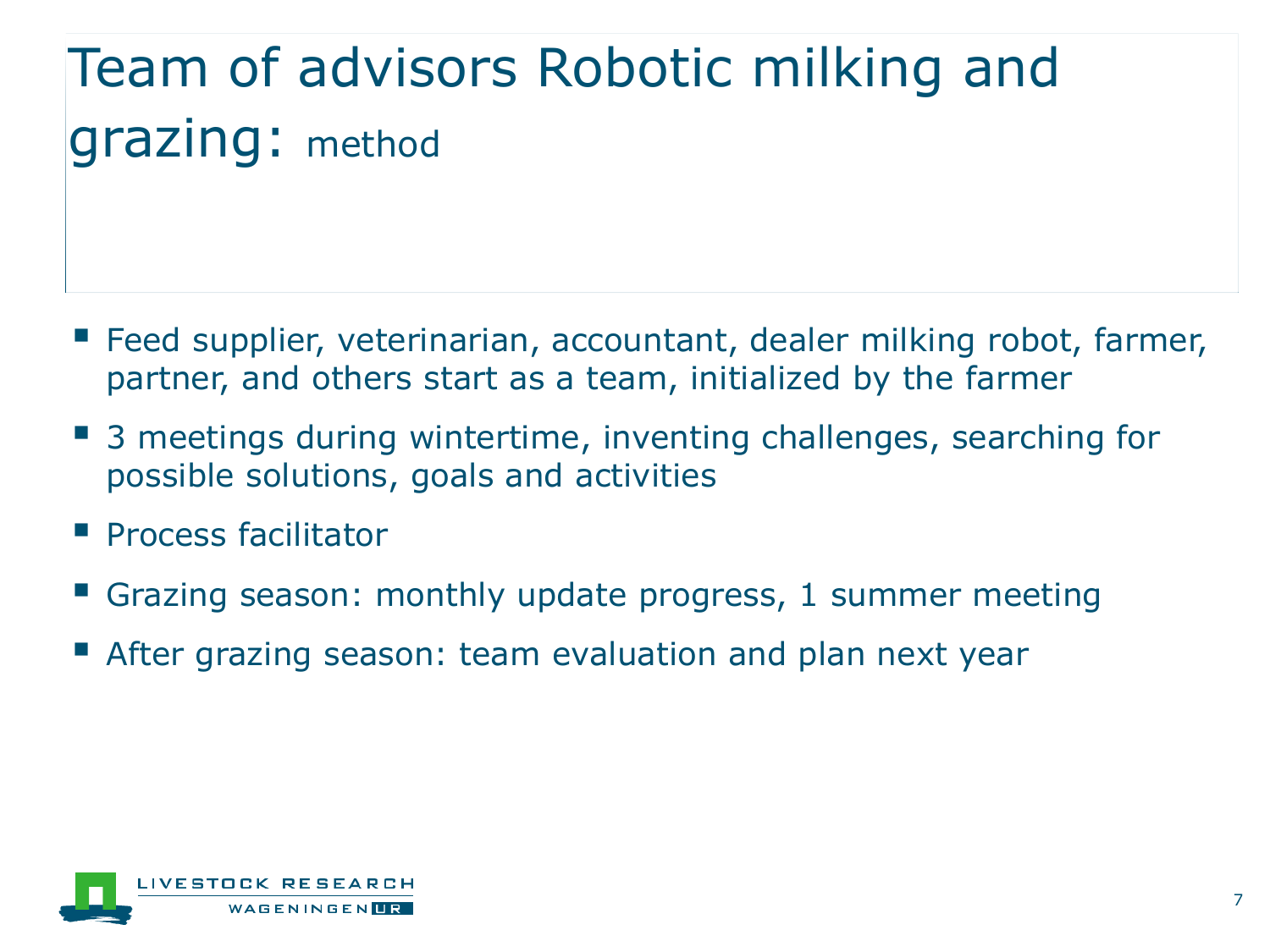# Team of advisors Robotic milking and grazing: method

- Feed supplier, veterinarian, accountant, dealer milking robot, farmer, partner, and others start as a team, initialized by the farmer
- 3 meetings during wintertime, inventing challenges, searching for possible solutions, goals and activities
- Process facilitator
- Grazing season: monthly update progress, 1 summer meeting
- After grazing season: team evaluation and plan next year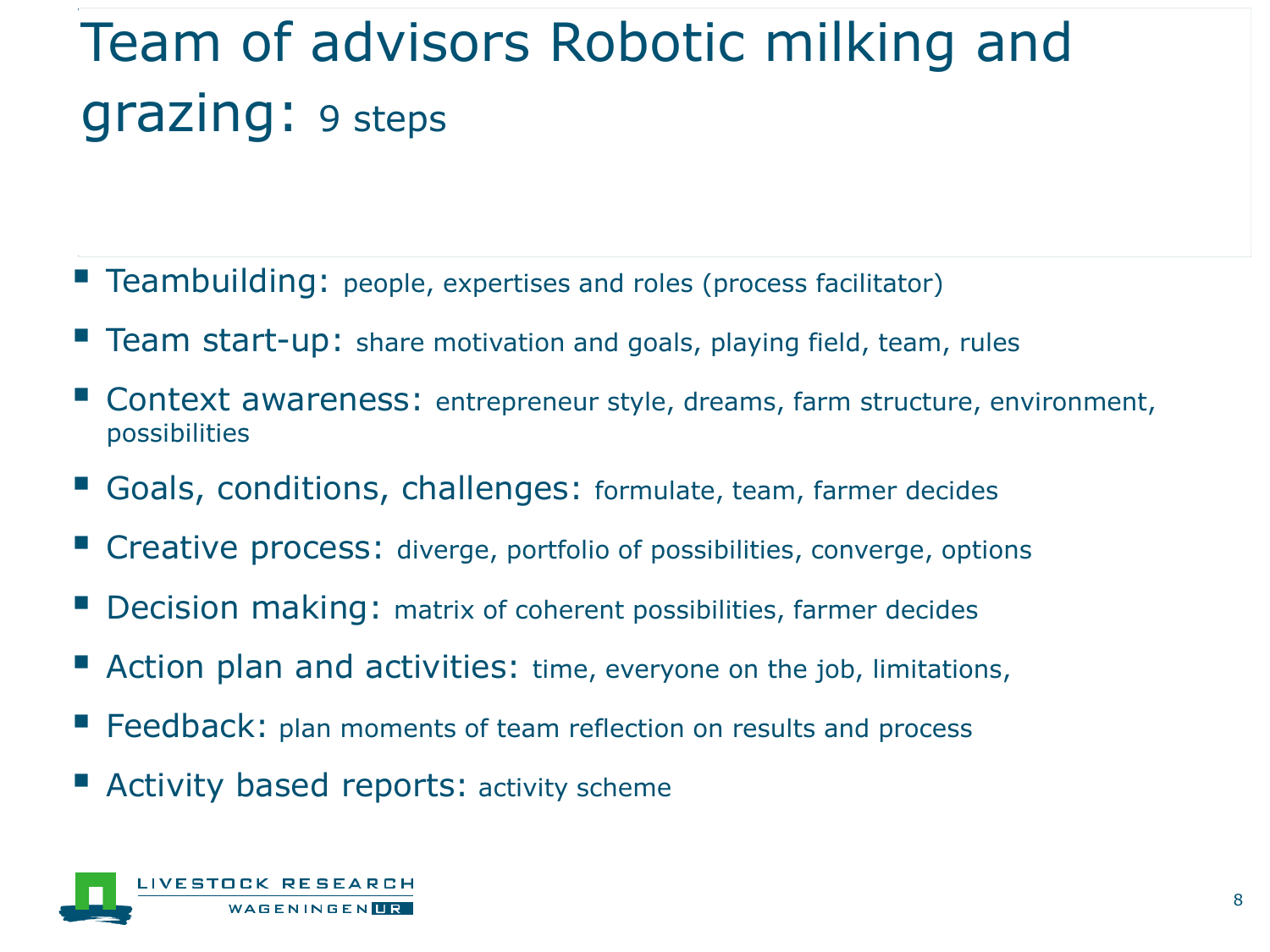# Team of advisors Robotic milking and grazing: 9 steps

- Teambuilding: people, expertises and roles (process facilitator)
- Team start-up: share motivation and goals, playing field, team, rules
- Context awareness: entrepreneur style, dreams, farm structure, environment, possibilities
- Goals, conditions, challenges: formulate, team, farmer decides
- Creative process: diverge, portfolio of possibilities, converge, options
- Decision making: matrix of coherent possibilities, farmer decides
- Action plan and activities: time, everyone on the job, limitations,
- Feedback: plan moments of team reflection on results and process
- Activity based reports: activity scheme

LIVESTOCK RESEARCH
WAGENINGEN UR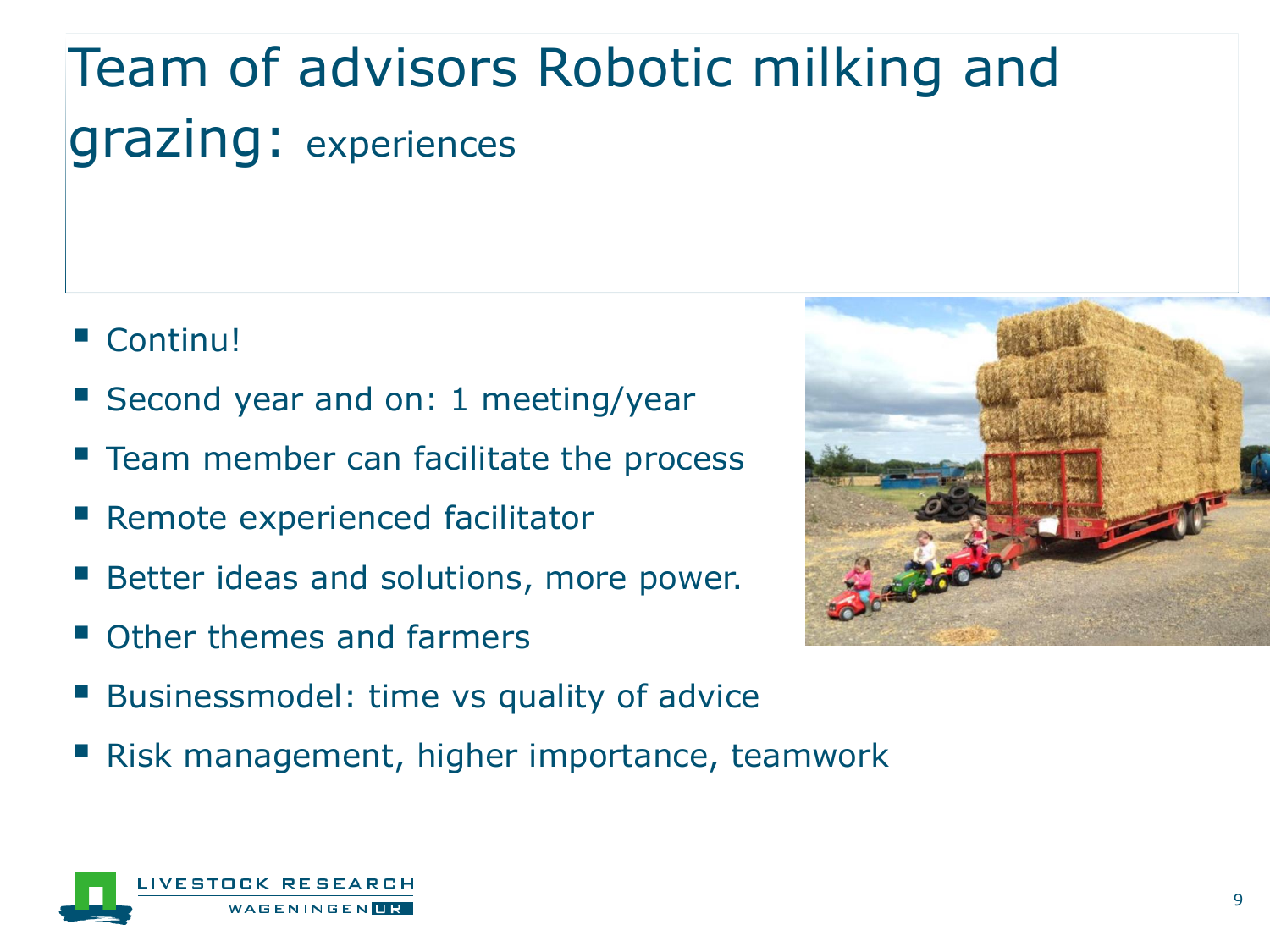# Team of advisors Robotic milking and grazing: experiences

- Continu!
- Second year and on: 1 meeting/year
- Team member can facilitate the process
- Remote experienced facilitator
- Better ideas and solutions, more power.
- Other themes and farmers
- Businessmodel: time vs quality of advice
- Risk management, higher importance, teamwork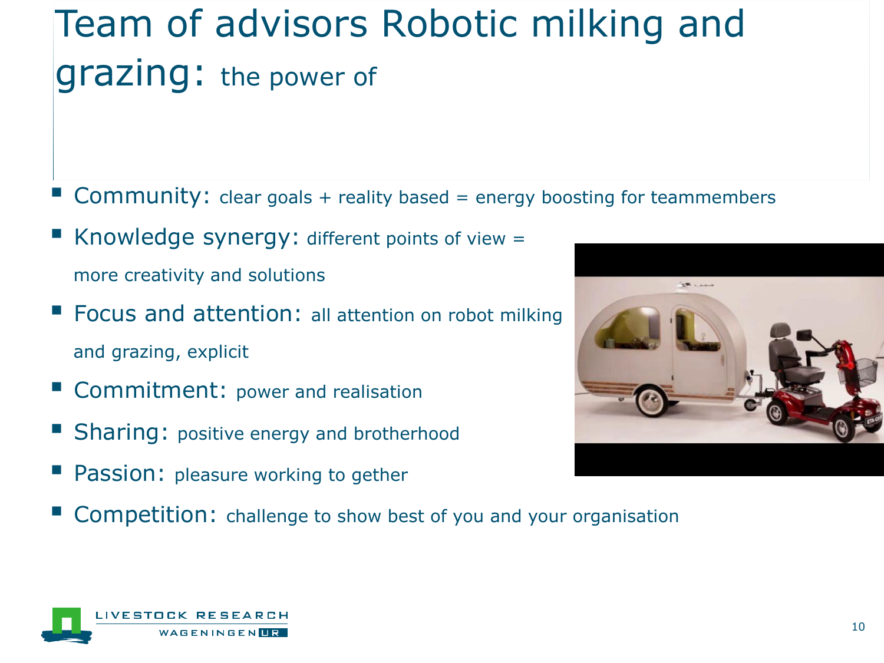# Team of advisors Robotic milking and grazing: the power of

- **Community:** clear goals + reality based = energy boosting for teammembers
- **Knowledge synergy:** different points of view = more creativity and solutions
- **Focus and attention:** all attention on robot milking and grazing, explicit
- **Commitment:** power and realisation
- **Sharing:** positive energy and brotherhood
- **Passion:** pleasure working to gether
- **Competition:** challenge to show best of you and your organisation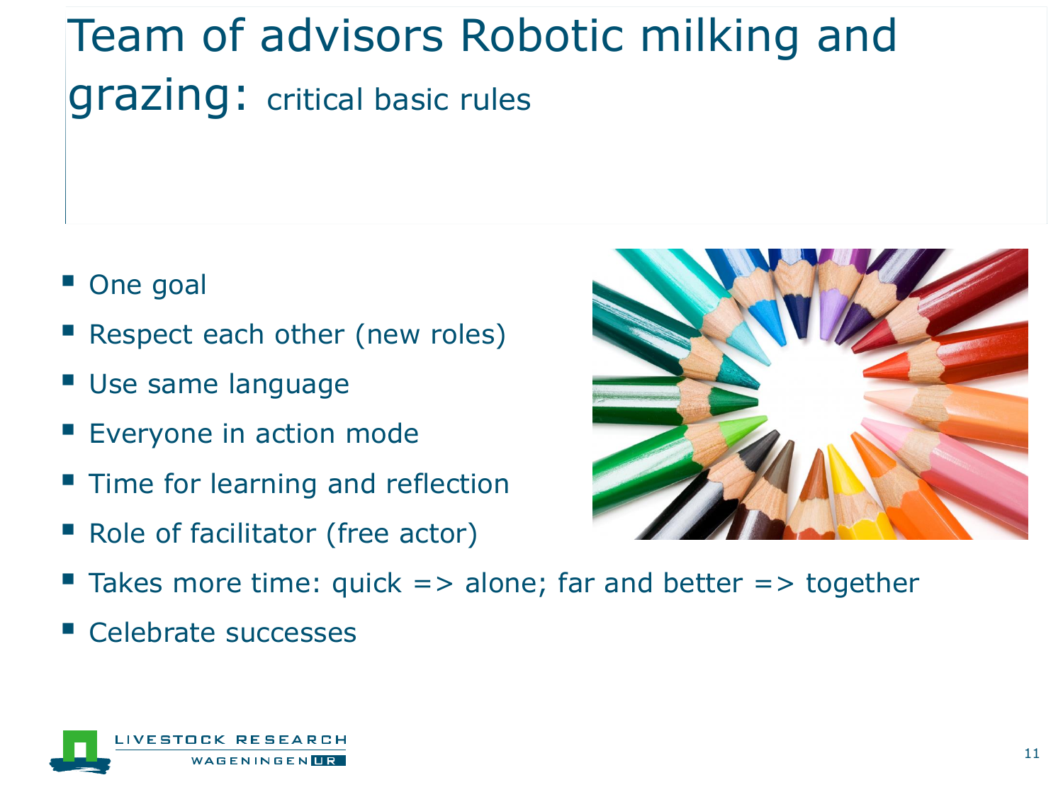# Team of advisors Robotic milking and grazing: critical basic rules

- One goal
- Respect each other (new roles)
- Use same language
- Everyone in action mode
- Time for learning and reflection
- Role of facilitator (free actor)
- Takes more time: quick => alone; far and better => together
- Celebrate successes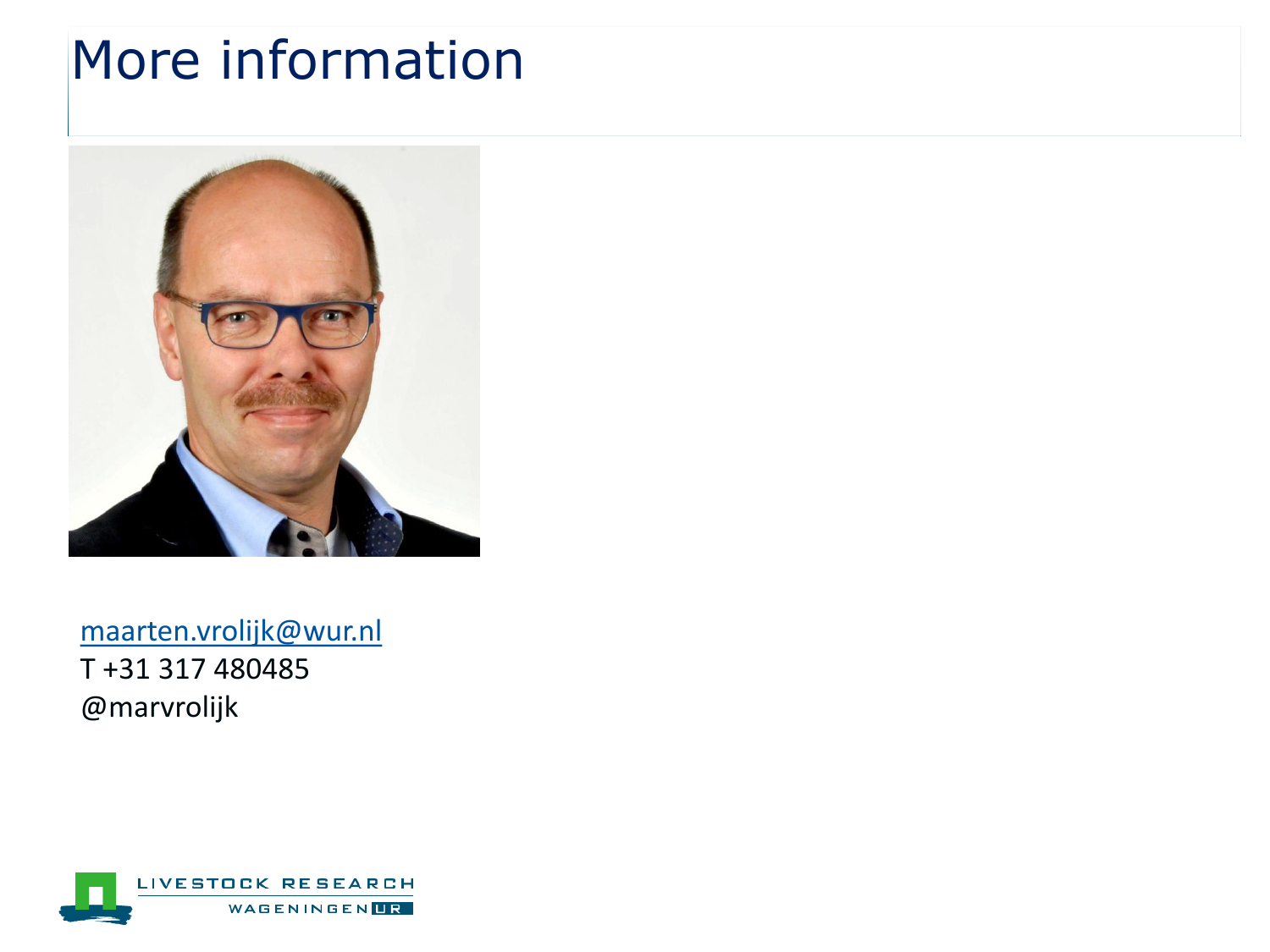# More information

maarten.vrolijk@wur.nl
T +31 317 480485
@marvrolijk

LIVESTOCK RESEARCH
WAGENINGEN UR